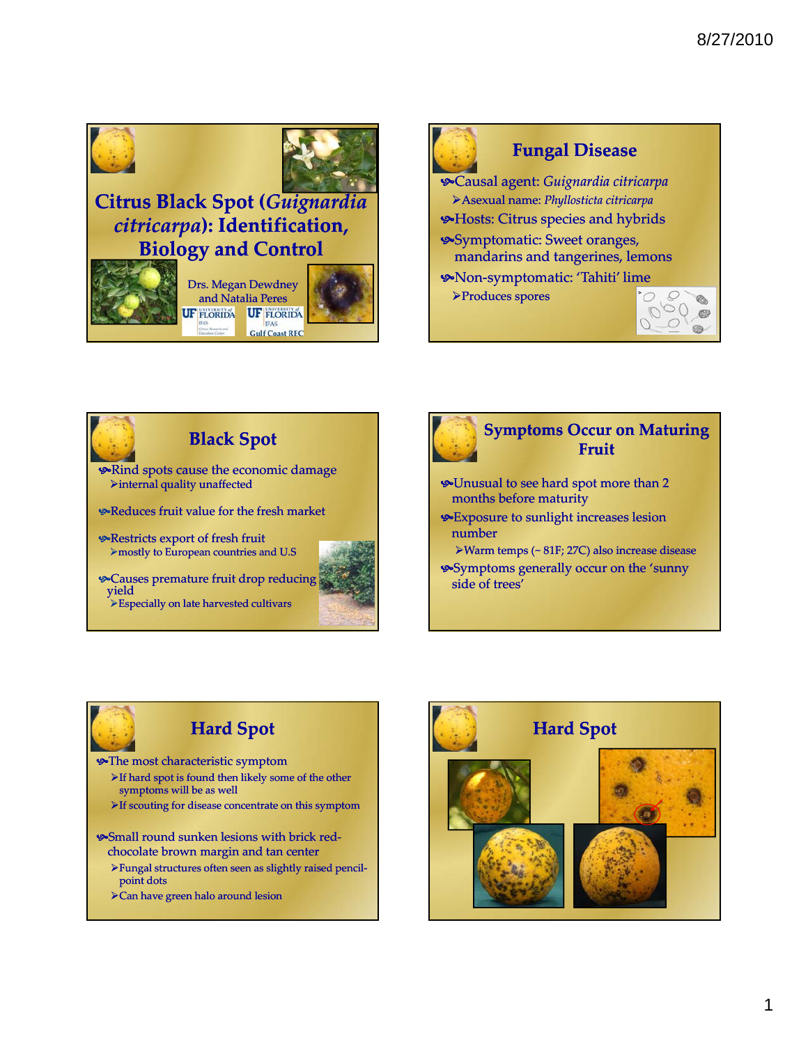# Citrus Black Spot (*Guignardia citricarpa*): Identification, Biology and Control

Drs. Megan Dewdney and Natalia Peres

UF FLORIDA IFAS Citrus Research and Education Center

UF FLORIDA IFAS Gulf Coast REC

## Fungal Disease

- Causal agent: *Guignardia citricarpa*
  - Asexual name: *Phyllosticta citricarpa*
- Hosts: Citrus species and hybrids
- Symptomatic: Sweet oranges, mandarins and tangerines, lemons
- Non-symptomatic: 'Tahiti' lime
  - Produces spores

## Black Spot

- Rind spots cause the economic damage
  - internal quality unaffected
- Reduces fruit value for the fresh market
- Restricts export of fresh fruit
  - mostly to European countries and U.S
- Causes premature fruit drop reducing yield
  - Especially on late harvested cultivars

## Symptoms Occur on Maturing Fruit

- Unusual to see hard spot more than 2 months before maturity
- Exposure to sunlight increases lesion number
  - Warm temps (~ 81F; 27C) also increase disease
- Symptoms generally occur on the 'sunny side of trees'

## Hard Spot

- The most characteristic symptom
  - If hard spot is found then likely some of the other symptoms will be as well
  - If scouting for disease concentrate on this symptom
- Small round sunken lesions with brick red-chocolate brown margin and tan center
  - Fungal structures often seen as slightly raised pencil-point dots
  - Can have green halo around lesion

## Hard Spot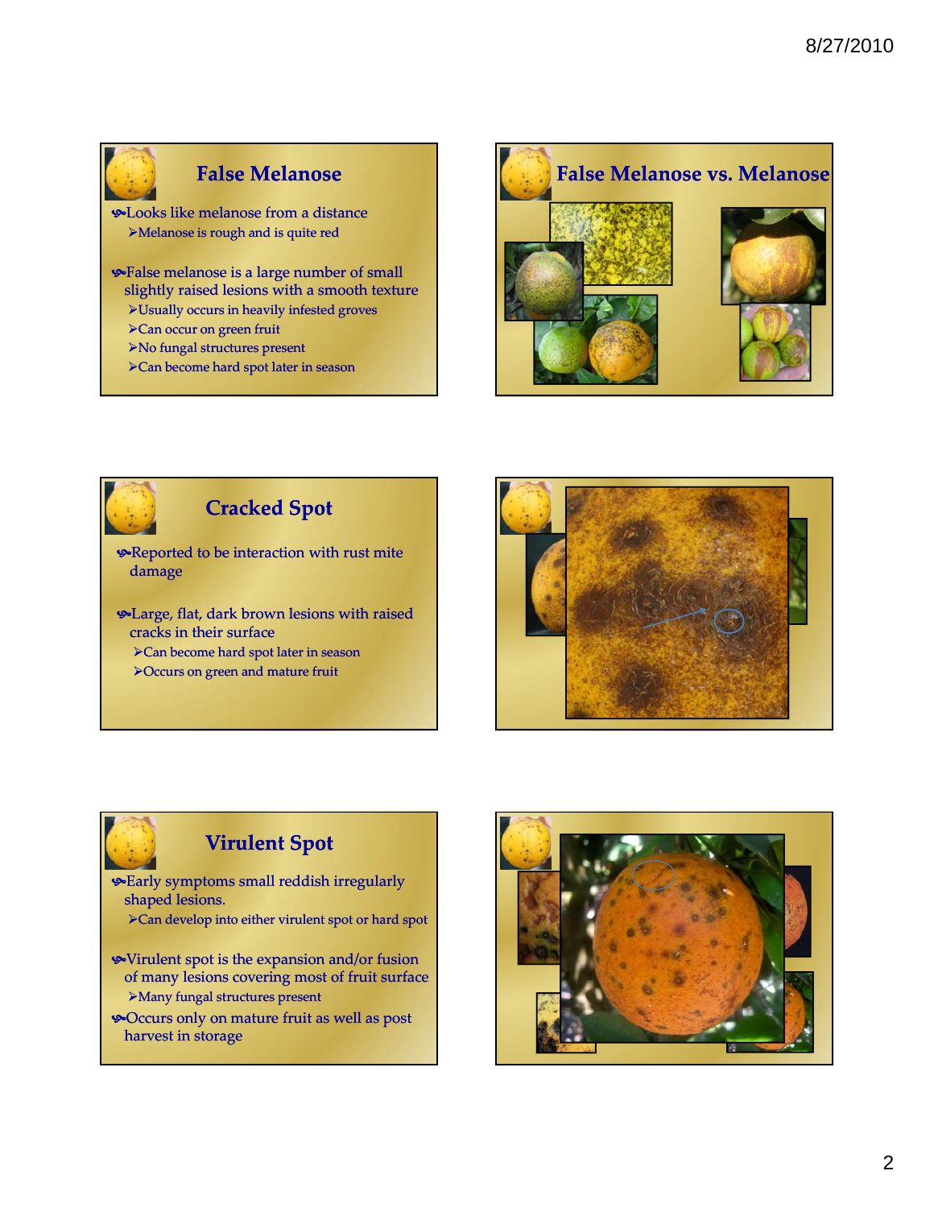## False Melanose

- Looks like melanose from a distance
  - Melanose is rough and is quite red
- False melanose is a large number of small slightly raised lesions with a smooth texture
  - Usually occurs in heavily infested groves
  - Can occur on green fruit
  - No fungal structures present
  - Can become hard spot later in season

## False Melanose vs. Melanose

## Cracked Spot

- Reported to be interaction with rust mite damage
- Large, flat, dark brown lesions with raised cracks in their surface
  - Can become hard spot later in season
  - Occurs on green and mature fruit

## Virulent Spot

- Early symptoms small reddish irregularly shaped lesions.
  - Can develop into either virulent spot or hard spot
- Virulent spot is the expansion and/or fusion of many lesions covering most of fruit surface
  - Many fungal structures present
- Occurs only on mature fruit as well as post harvest in storage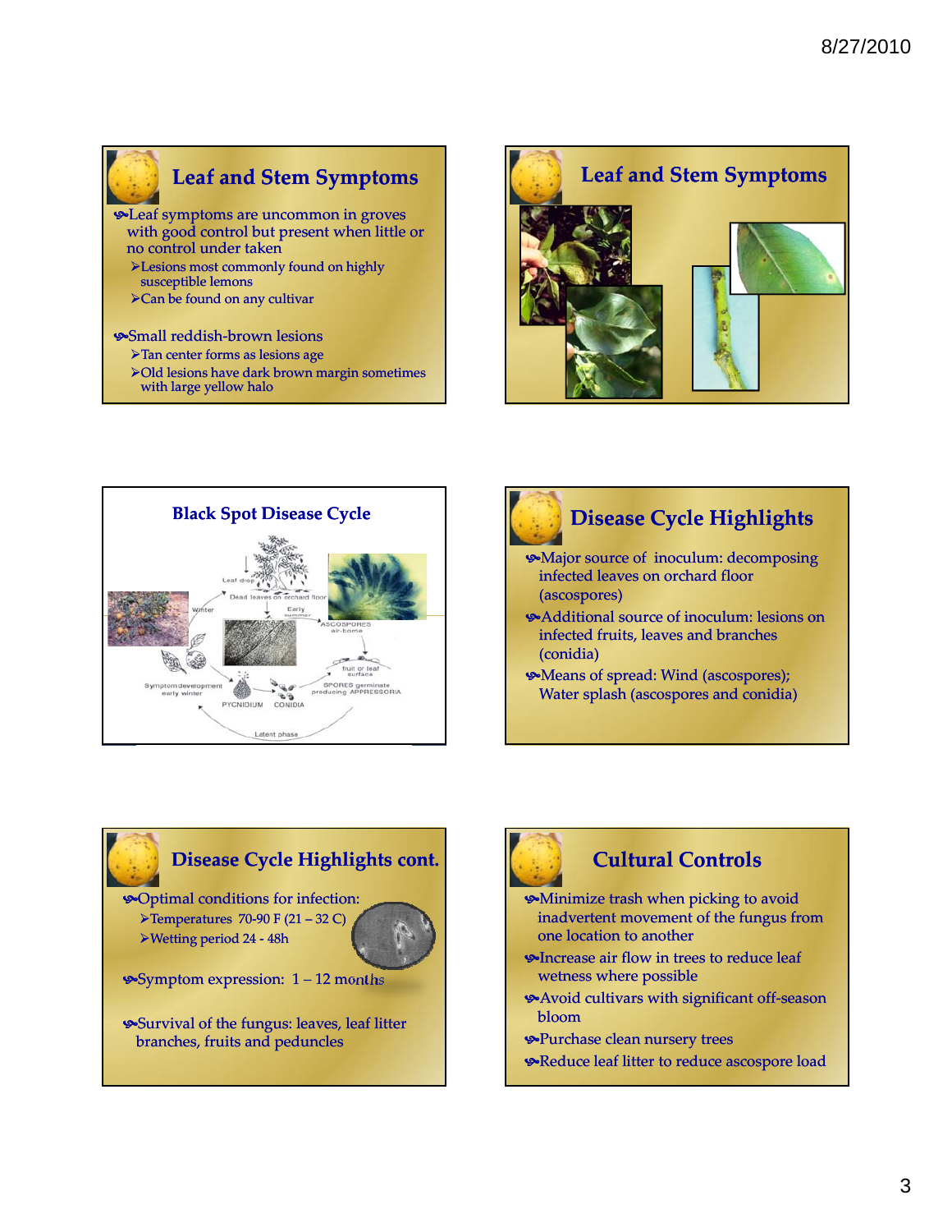## Leaf and Stem Symptoms

- Leaf symptoms are uncommon in groves with good control but present when little or no control under taken
  - Lesions most commonly found on highly susceptible lemons
  - Can be found on any cultivar
- Small reddish-brown lesions
  - Tan center forms as lesions age
  - Old lesions have dark brown margin sometimes with large yellow halo

## Leaf and Stem Symptoms

## Black Spot Disease Cycle

Leaf drop
Dead leaves on orchard floor
Winter
Early summer
ASCOSPORES air-borne
fruit or leaf surface
Symptom development early winter
SPORES germinate producing APPRESSORIA
PYCNIDIUM
CONIDIA
Latent phase

## Disease Cycle Highlights

- Major source of inoculum: decomposing infected leaves on orchard floor (ascospores)
- Additional source of inoculum: lesions on infected fruits, leaves and branches (conidia)
- Means of spread: Wind (ascospores); Water splash (ascospores and conidia)

## Disease Cycle Highlights cont.

- Optimal conditions for infection:
  - Temperatures 70-90 F (21 – 32 C)
  - Wetting period 24 - 48h
- Symptom expression: 1 – 12 months
- Survival of the fungus: leaves, leaf litter branches, fruits and peduncles

## Cultural Controls

- Minimize trash when picking to avoid inadvertent movement of the fungus from one location to another
- Increase air flow in trees to reduce leaf wetness where possible
- Avoid cultivars with significant off-season bloom
- Purchase clean nursery trees
- Reduce leaf litter to reduce ascospore load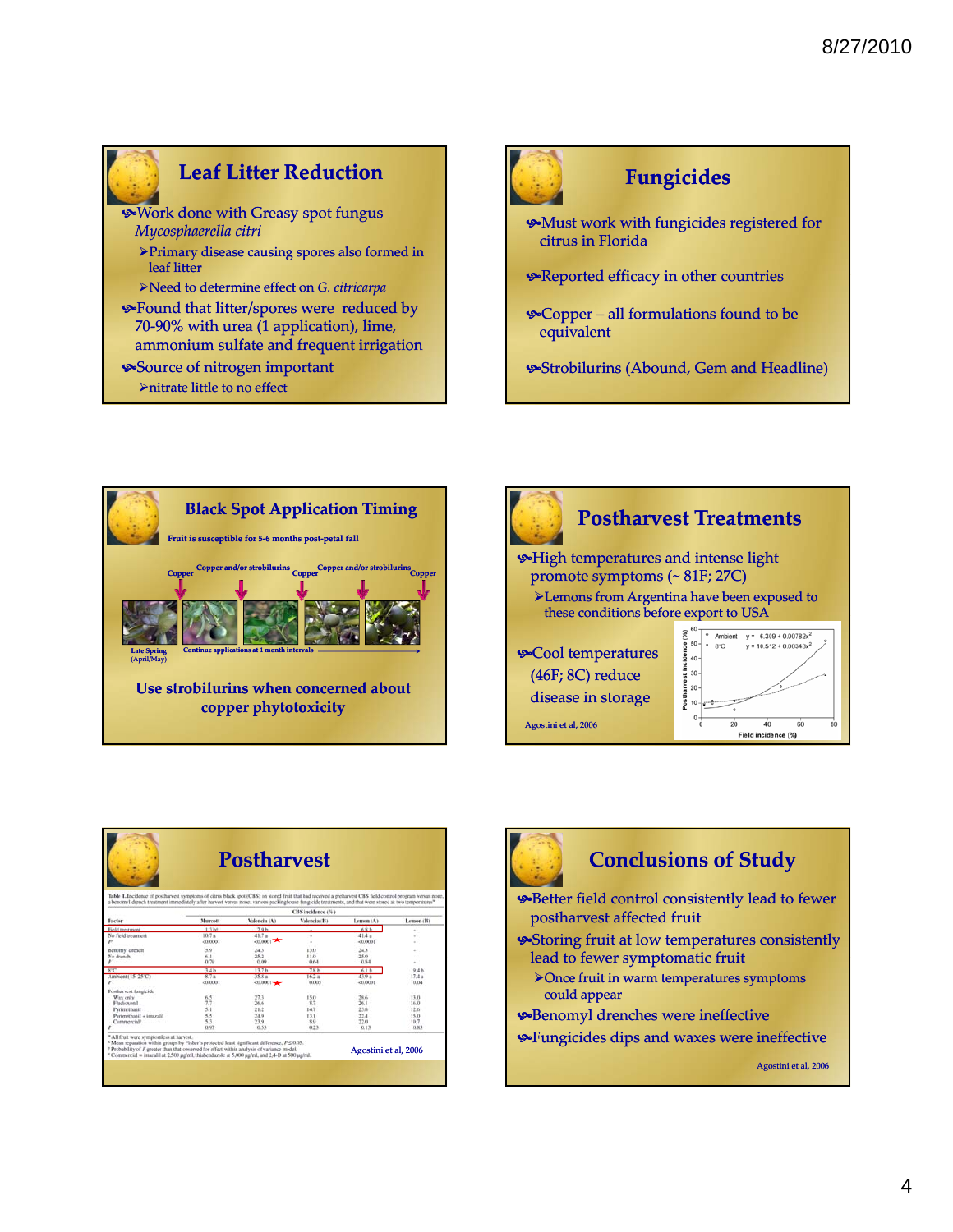## Leaf Litter Reduction

- Work done with Greasy spot fungus *Mycosphaerella citri*
  - Primary disease causing spores also formed in leaf litter
  - Need to determine effect on *G. citricarpa*
- Found that litter/spores were reduced by 70-90% with urea (1 application), lime, ammonium sulfate and frequent irrigation
- Source of nitrogen important
  - nitrate little to no effect

## Fungicides

- Must work with fungicides registered for citrus in Florida
- Reported efficacy in other countries
- Copper – all formulations found to be equivalent
- Strobilurins (Abound, Gem and Headline)

## Black Spot Application Timing

Fruit is susceptible for 5-6 months post-petal fall

Copper — Copper and/or strobilurins — Copper — Copper and/or strobilurins — Copper

Late Spring (April/May) — Continue applications at 1 month intervals

**Use strobilurins when concerned about copper phytotoxicity**

## Postharvest Treatments

- High temperatures and intense light promote symptoms (~ 81F; 27C)
  - Lemons from Argentina have been exposed to these conditions before export to USA
- Cool temperatures (46F; 8C) reduce disease in storage

Ambient $y = 6.309 + 0.00782x^2$
8°C $y = 10.512 + 0.00343x^2$

Postharvest incidence (%) vs. Field incidence (%)

Agostini et al, 2006

## Postharvest

Table 1. Incidence of postharvest symptoms of citrus black spot (CBS) on stored fruit that had received a preharvest CBS field control program versus none, a benomyl drench treatment immediately after harvest versus none, various packinghouse fungicide treatments, and that were stored at two temperatures

| Factor | Murcott | Valencia (A) | Valencia (B) | Lemon (A) | Lemon (B) |
|---|---|---|---|---|---|
| Field treatment | 1.3 b | 7.9 b | - | 6.8 b | - |
| No field treatment | 10.7 a | 41.7 a | - | 41.4 a | - |
| *P* | <0.0001 | <0.0001 | - | <0.0001 | - |
| Benomyl drench | 5.9 | 24.3 | 13.0 | 24.3 | - |
| No drench | 6.1 | 28.2 | 11.0 | 24.0 | - |
| *P* | 0.79 | 0.09 | 0.64 | 0.84 | - |
| 8°C | 3.4 b | 13.7 b | 7.8 b | 6.1 b | 9.4 b |
| Ambient (15-25°C) | 8.7 a | 35.1 a | 16.2 a | 43.9 a | 17.4 a |
| *P* | <0.0001 | <0.0001 | 0.005 | <0.0001 | 0.04 |
| Postharvest fungicide | | | | | |
| Wax only | 6.5 | 27.3 | 15.0 | 28.6 | 13.0 |
| Fludioxonil | 7.7 | 26.6 | 8.7 | 26.1 | 16.0 |
| Pyrimethanil | 5.1 | 21.2 | 14.7 | 23.8 | 12.6 |
| Pyrimethanil + imazalil | 5.5 | 24.9 | 13.1 | 22.4 | 15.0 |
| Commercial | 5.3 | 23.9 | 8.9 | 22.0 | 10.7 |
| *P* | 0.97 | 0.33 | 0.23 | 0.13 | 0.83 |

All fruit were symptomless at harvest.
Mean separation within groups by Fisher's protected least significant difference, $P \le 0.05$.
Probability of *F* greater than that observed for effect within analysis of variance model.
Commercial = imazalil at 2,500 μg/ml, thiabendazole at 5,000 μg/ml, and 2,4-D at 500 μg/ml.

Agostini et al, 2006

## Conclusions of Study

- Better field control consistently lead to fewer postharvest affected fruit
- Storing fruit at low temperatures consistently lead to fewer symptomatic fruit
  - Once fruit in warm temperatures symptoms could appear
- Benomyl drenches were ineffective
- Fungicides dips and waxes were ineffective

Agostini et al, 2006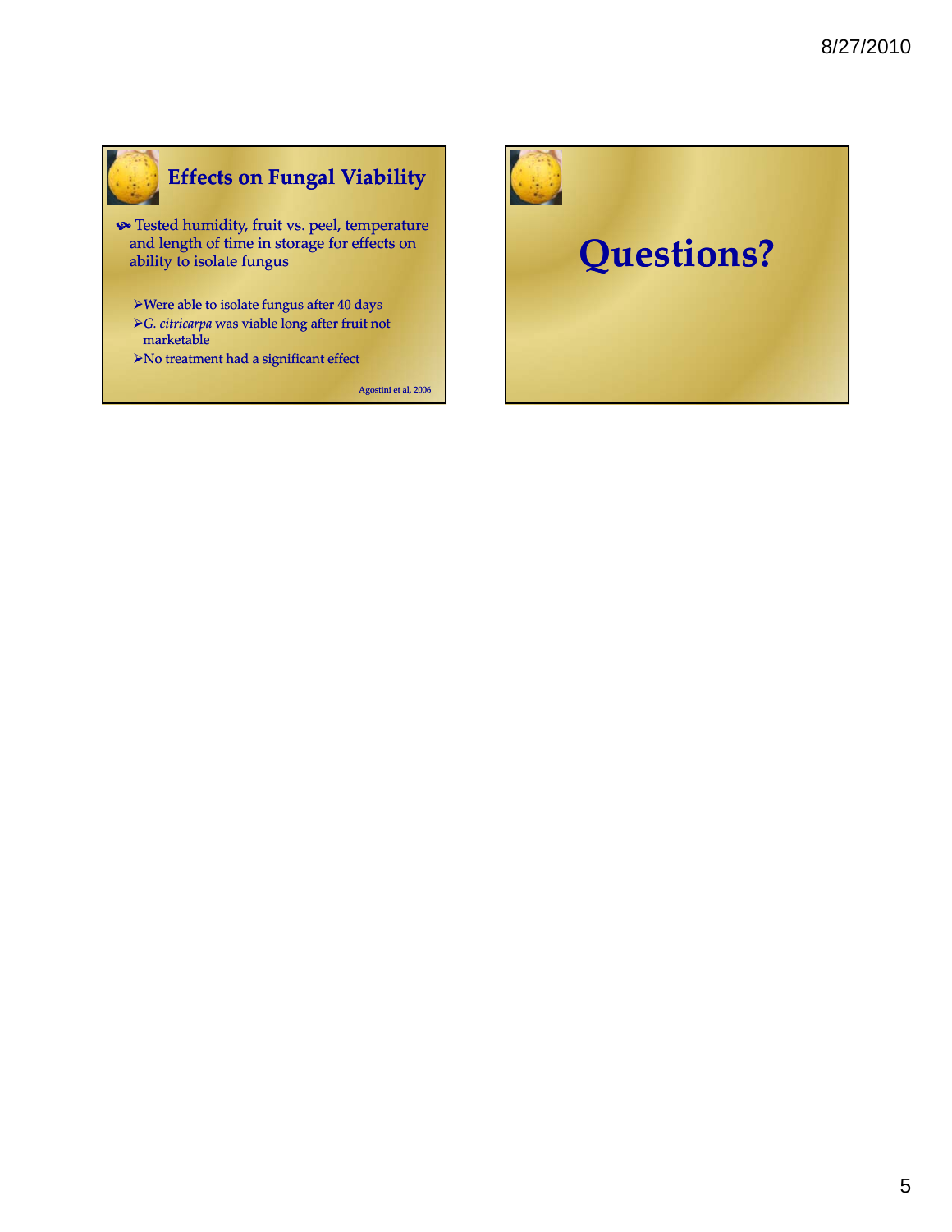## Effects on Fungal Viability

- Tested humidity, fruit vs. peel, temperature and length of time in storage for effects on ability to isolate fungus
  - Were able to isolate fungus after 40 days
  - *G. citricarpa* was viable long after fruit not marketable
  - No treatment had a significant effect

Agostini et al, 2006

## Questions?